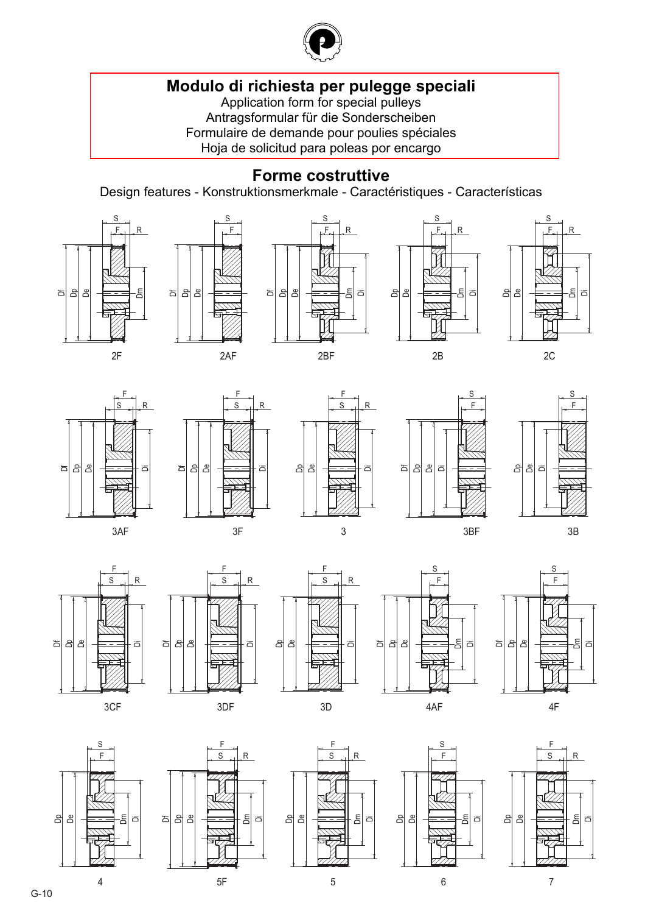# Modulo di richiesta per pulegge speciali

Application form for special pulleys
Antragsformular für die Sonderscheiben
Formulaire de demande pour poulies spéciales
Hoja de solicitud para poleas por encargo

## Forme costruttive

Design features - Konstruktionsmerkmale - Caractéristiques - Características

2F   2AF   2BF   2B   2C

3AF   3F   3   3BF   3B

3CF   3DF   3D   4AF   4F

4   5F   5   6   7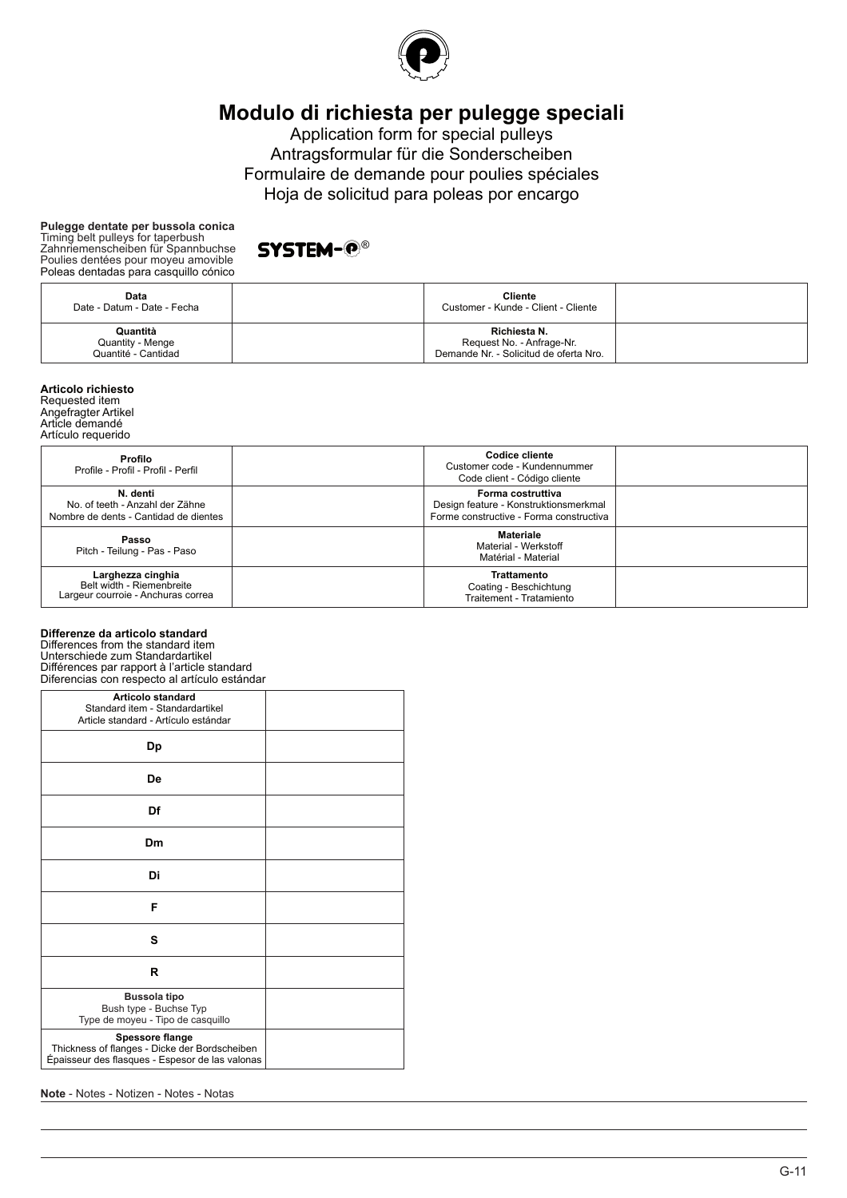# Modulo di richiesta per pulegge speciali

Application form for special pulleys
Antragsformular für die Sonderscheiben
Formulaire de demande pour poulies spéciales
Hoja de solicitud para poleas por encargo

**Pulegge dentate per bussola conica**
Timing belt pulleys for taperbush
Zahnriemenscheiben für Spannbuchse
Poulies dentées pour moyeu amovible
Poleas dentadas para casquillo cónico

SYSTEM-P®

| | | | |
|---|---|---|---|
| **Data**<br>Date - Datum - Date - Fecha | | **Cliente**<br>Customer - Kunde - Client - Cliente | |
| **Quantità**<br>Quantity - Menge<br>Quantité - Cantidad | | **Richiesta N.**<br>Request No. - Anfrage-Nr.<br>Demande Nr. - Solicitud de oferta Nro. | |

**Articolo richiesto**
Requested item
Angefragter Artikel
Article demandé
Artículo requerido

| | | | |
|---|---|---|---|
| **Profilo**<br>Profile - Profil - Profil - Perfil | | **Codice cliente**<br>Customer code - Kundennummer<br>Code client - Código cliente | |
| **N. denti**<br>No. of teeth - Anzahl der Zähne<br>Nombre de dents - Cantidad de dientes | | **Forma costruttiva**<br>Design feature - Konstruktionsmerkmal<br>Forme constructive - Forma constructiva | |
| **Passo**<br>Pitch - Teilung - Pas - Paso | | **Materiale**<br>Material - Werkstoff<br>Matérial - Material | |
| **Larghezza cinghia**<br>Belt width - Riemenbreite<br>Largeur courroie - Anchuras correa | | **Trattamento**<br>Coating - Beschichtung<br>Traitement - Tratamiento | |

**Differenze da articolo standard**
Differences from the standard item
Unterschiede zum Standardartikel
Différences par rapport à l'article standard
Diferencias con respecto al artículo estándar

| | |
|---|---|
| **Articolo standard**<br>Standard item - Standardartikel<br>Article standard - Artículo estándar | |
| **Dp** | |
| **De** | |
| **Df** | |
| **Dm** | |
| **Di** | |
| **F** | |
| **S** | |
| **R** | |
| **Bussola tipo**<br>Bush type - Buchse Typ<br>Type de moyeu - Tipo de casquillo | |
| **Spessore flange**<br>Thickness of flanges - Dicke der Bordscheiben<br>Épaisseur des flasques - Espesor de las valonas | |

**Note** - Notes - Notizen - Notes - Notas